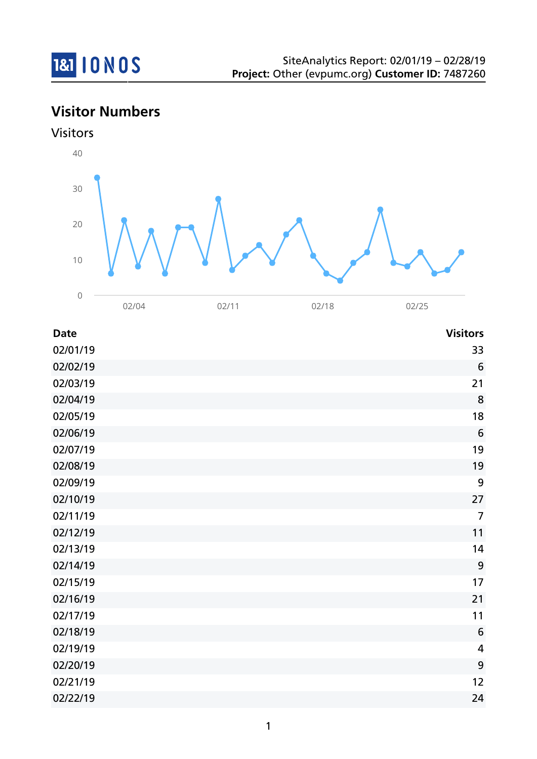SiteAnalytics Report: 02/01/19 – 02/28/19
**Project:** Other (evpumc.org) **Customer ID:** 7487260

## Visitor Numbers

### Visitors

| Date | Visitors |
|---|---:|
| 02/01/19 | 33 |
| 02/02/19 | 6 |
| 02/03/19 | 21 |
| 02/04/19 | 8 |
| 02/05/19 | 18 |
| 02/06/19 | 6 |
| 02/07/19 | 19 |
| 02/08/19 | 19 |
| 02/09/19 | 9 |
| 02/10/19 | 27 |
| 02/11/19 | 7 |
| 02/12/19 | 11 |
| 02/13/19 | 14 |
| 02/14/19 | 9 |
| 02/15/19 | 17 |
| 02/16/19 | 21 |
| 02/17/19 | 11 |
| 02/18/19 | 6 |
| 02/19/19 | 4 |
| 02/20/19 | 9 |
| 02/21/19 | 12 |
| 02/22/19 | 24 |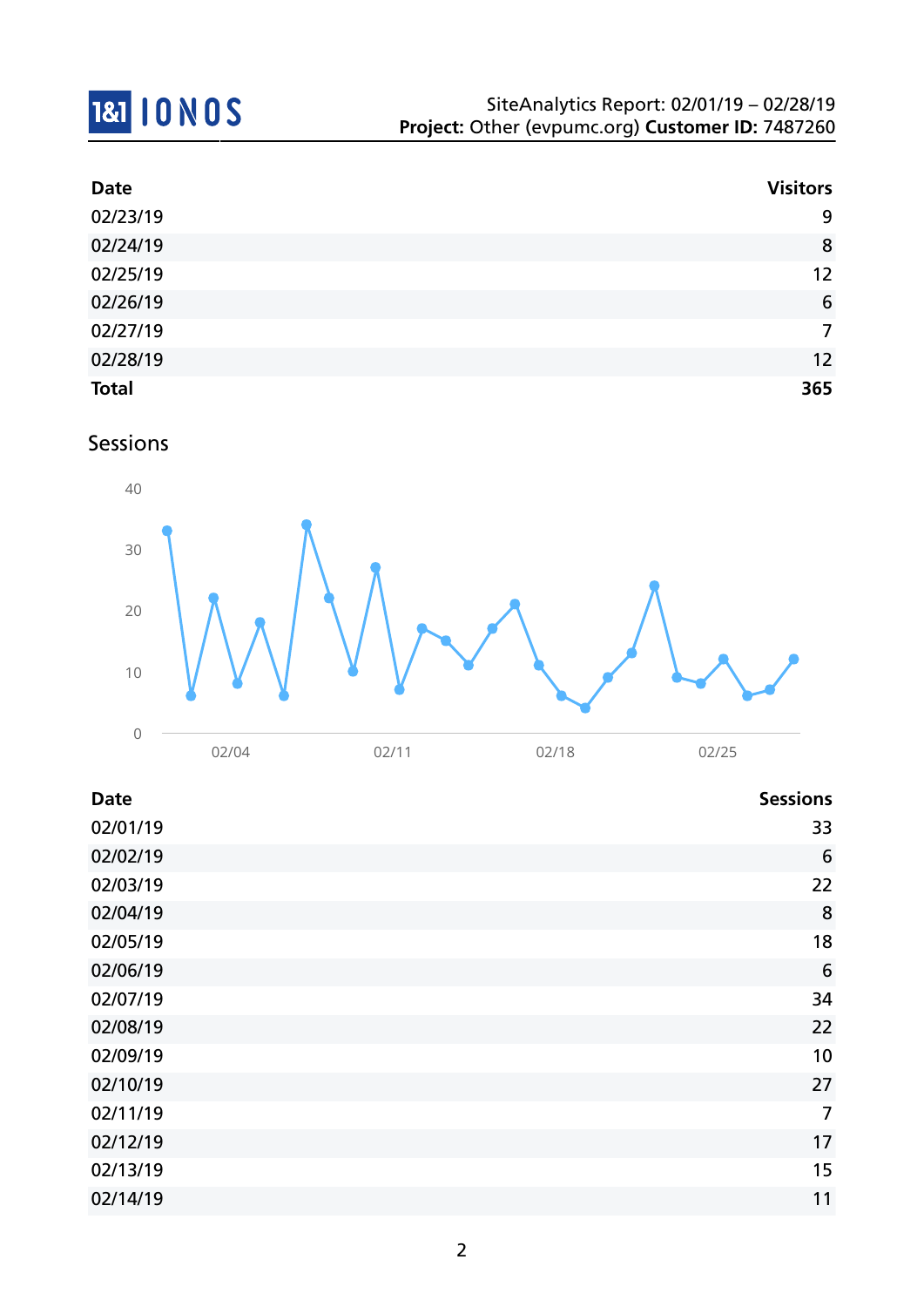| Date | Visitors |
|---|---|
| 02/23/19 | 9 |
| 02/24/19 | 8 |
| 02/25/19 | 12 |
| 02/26/19 | 6 |
| 02/27/19 | 7 |
| 02/28/19 | 12 |
| **Total** | **365** |

## Sessions

| Date | Sessions |
|---|---|
| 02/01/19 | 33 |
| 02/02/19 | 6 |
| 02/03/19 | 22 |
| 02/04/19 | 8 |
| 02/05/19 | 18 |
| 02/06/19 | 6 |
| 02/07/19 | 34 |
| 02/08/19 | 22 |
| 02/09/19 | 10 |
| 02/10/19 | 27 |
| 02/11/19 | 7 |
| 02/12/19 | 17 |
| 02/13/19 | 15 |
| 02/14/19 | 11 |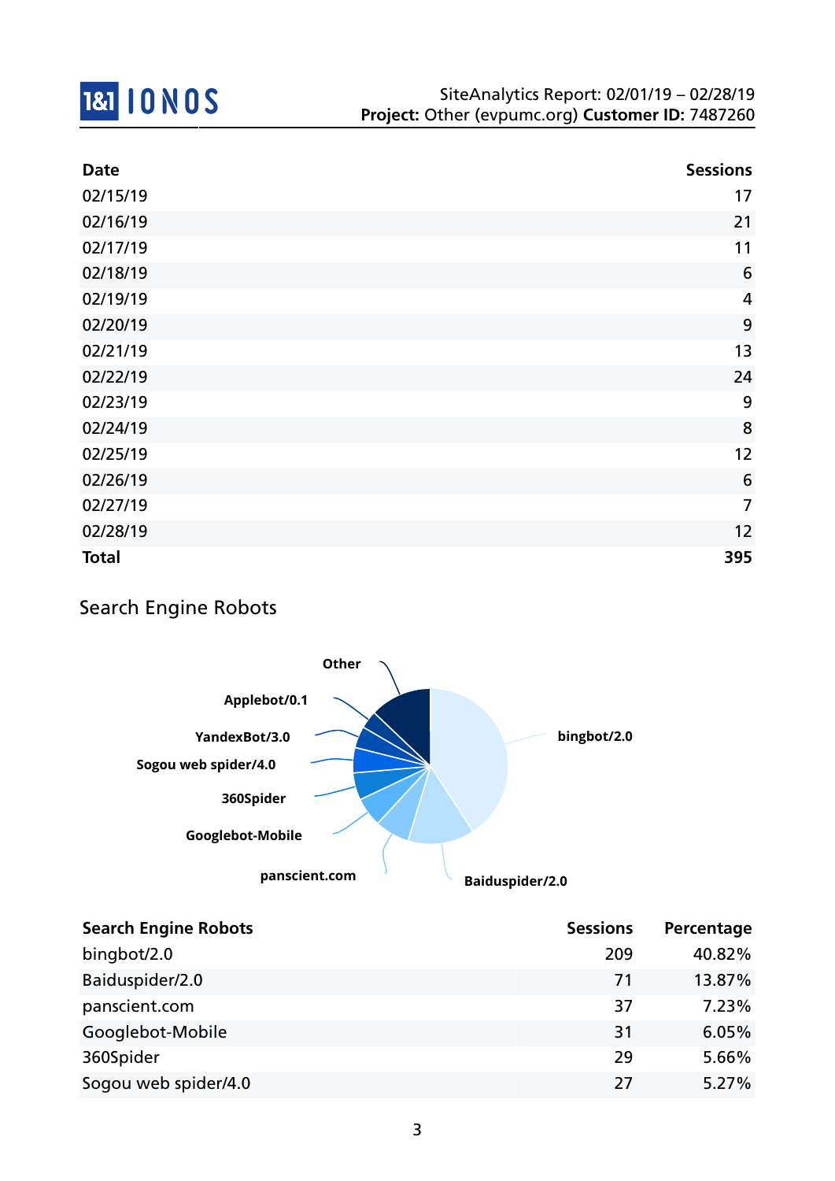| Date | Sessions |
| --- | --- |
| 02/15/19 | 17 |
| 02/16/19 | 21 |
| 02/17/19 | 11 |
| 02/18/19 | 6 |
| 02/19/19 | 4 |
| 02/20/19 | 9 |
| 02/21/19 | 13 |
| 02/22/19 | 24 |
| 02/23/19 | 9 |
| 02/24/19 | 8 |
| 02/25/19 | 12 |
| 02/26/19 | 6 |
| 02/27/19 | 7 |
| 02/28/19 | 12 |
| **Total** | **395** |

## Search Engine Robots

| Search Engine Robots | Sessions | Percentage |
| --- | --- | --- |
| bingbot/2.0 | 209 | 40.82% |
| Baiduspider/2.0 | 71 | 13.87% |
| panscient.com | 37 | 7.23% |
| Googlebot-Mobile | 31 | 6.05% |
| 360Spider | 29 | 5.66% |
| Sogou web spider/4.0 | 27 | 5.27% |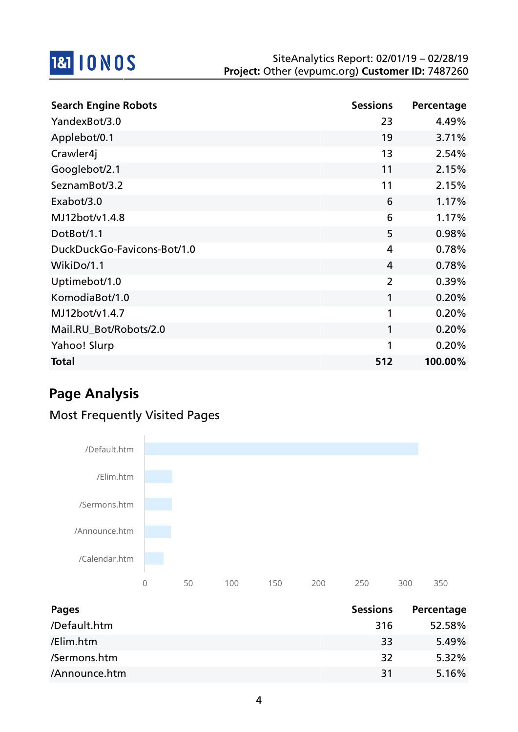| Search Engine Robots | Sessions | Percentage |
|---|---|---|
| YandexBot/3.0 | 23 | 4.49% |
| Applebot/0.1 | 19 | 3.71% |
| Crawler4j | 13 | 2.54% |
| Googlebot/2.1 | 11 | 2.15% |
| SeznamBot/3.2 | 11 | 2.15% |
| Exabot/3.0 | 6 | 1.17% |
| MJ12bot/v1.4.8 | 6 | 1.17% |
| DotBot/1.1 | 5 | 0.98% |
| DuckDuckGo-Favicons-Bot/1.0 | 4 | 0.78% |
| WikiDo/1.1 | 4 | 0.78% |
| Uptimebot/1.0 | 2 | 0.39% |
| KomodiaBot/1.0 | 1 | 0.20% |
| MJ12bot/v1.4.7 | 1 | 0.20% |
| Mail.RU_Bot/Robots/2.0 | 1 | 0.20% |
| Yahoo! Slurp | 1 | 0.20% |
| **Total** | **512** | **100.00%** |

## Page Analysis

### Most Frequently Visited Pages

| Pages | Sessions | Percentage |
|---|---|---|
| /Default.htm | 316 | 52.58% |
| /Elim.htm | 33 | 5.49% |
| /Sermons.htm | 32 | 5.32% |
| /Announce.htm | 31 | 5.16% |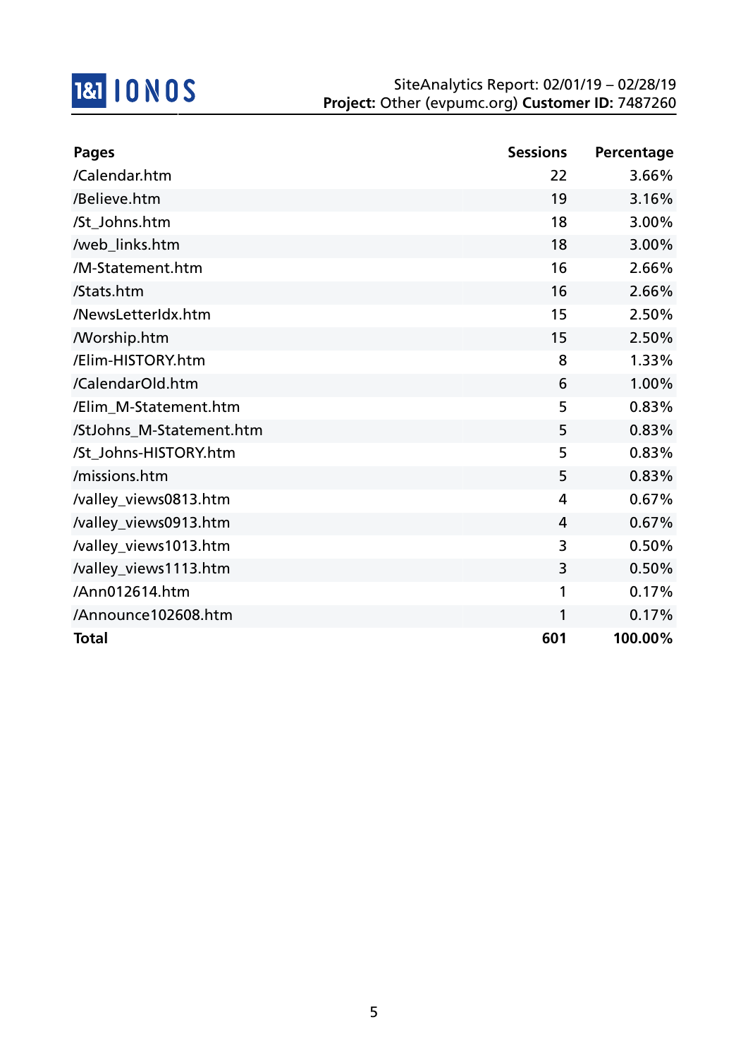SiteAnalytics Report: 02/01/19 – 02/28/19
**Project:** Other (evpumc.org) **Customer ID:** 7487260

| Pages | Sessions | Percentage |
| --- | ---: | ---: |
| /Calendar.htm | 22 | 3.66% |
| /Believe.htm | 19 | 3.16% |
| /St_Johns.htm | 18 | 3.00% |
| /web_links.htm | 18 | 3.00% |
| /M-Statement.htm | 16 | 2.66% |
| /Stats.htm | 16 | 2.66% |
| /NewsLetterIdx.htm | 15 | 2.50% |
| /Worship.htm | 15 | 2.50% |
| /Elim-HISTORY.htm | 8 | 1.33% |
| /CalendarOld.htm | 6 | 1.00% |
| /Elim_M-Statement.htm | 5 | 0.83% |
| /StJohns_M-Statement.htm | 5 | 0.83% |
| /St_Johns-HISTORY.htm | 5 | 0.83% |
| /missions.htm | 5 | 0.83% |
| /valley_views0813.htm | 4 | 0.67% |
| /valley_views0913.htm | 4 | 0.67% |
| /valley_views1013.htm | 3 | 0.50% |
| /valley_views1113.htm | 3 | 0.50% |
| /Ann012614.htm | 1 | 0.17% |
| /Announce102608.htm | 1 | 0.17% |
| **Total** | **601** | **100.00%** |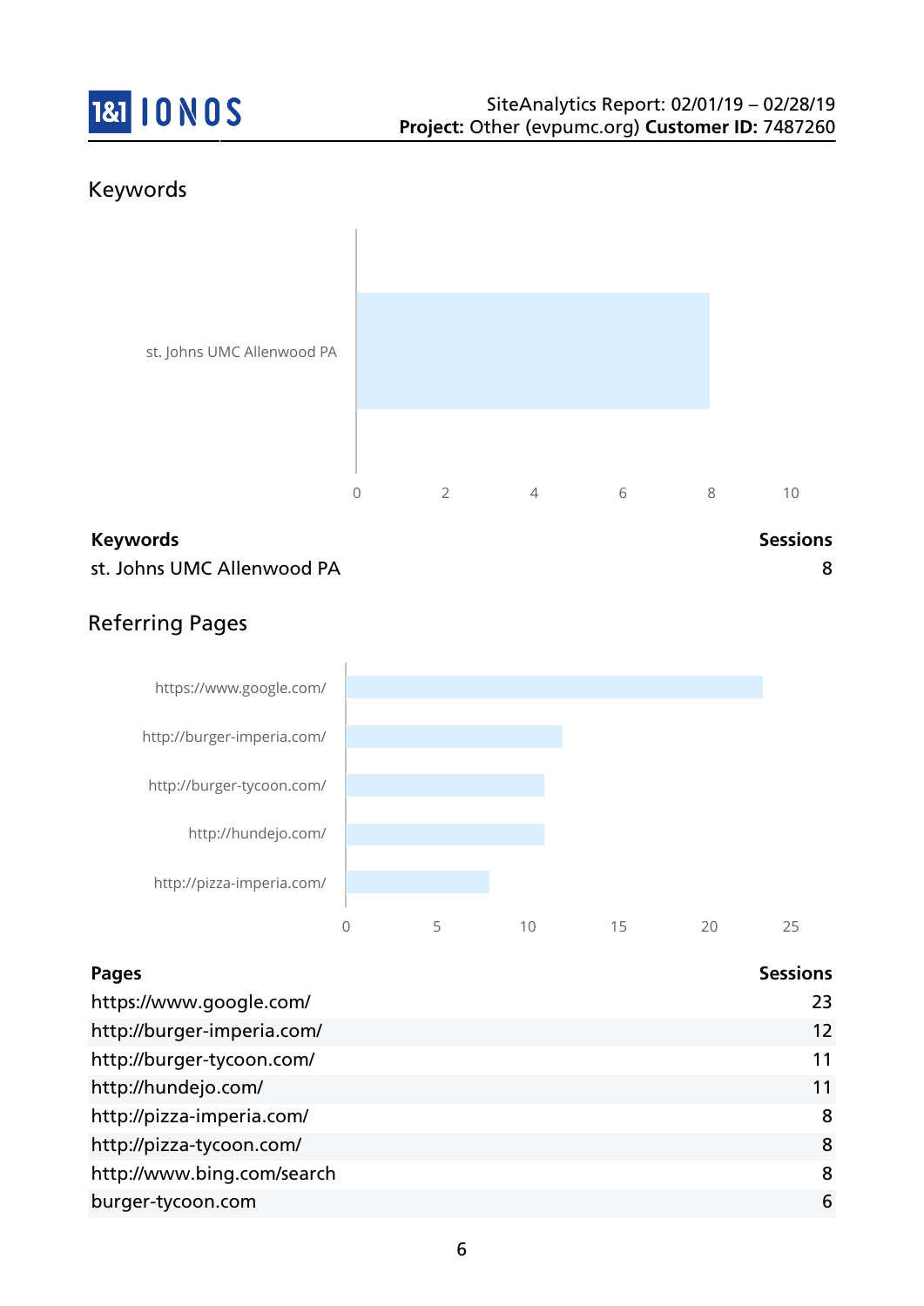## Keywords

| Keywords | Sessions |
|---|---|
| st. Johns UMC Allenwood PA | 8 |

## Referring Pages

| Pages | Sessions |
|---|---|
| https://www.google.com/ | 23 |
| http://burger-imperia.com/ | 12 |
| http://burger-tycoon.com/ | 11 |
| http://hundejo.com/ | 11 |
| http://pizza-imperia.com/ | 8 |
| http://pizza-tycoon.com/ | 8 |
| http://www.bing.com/search | 8 |
| burger-tycoon.com | 6 |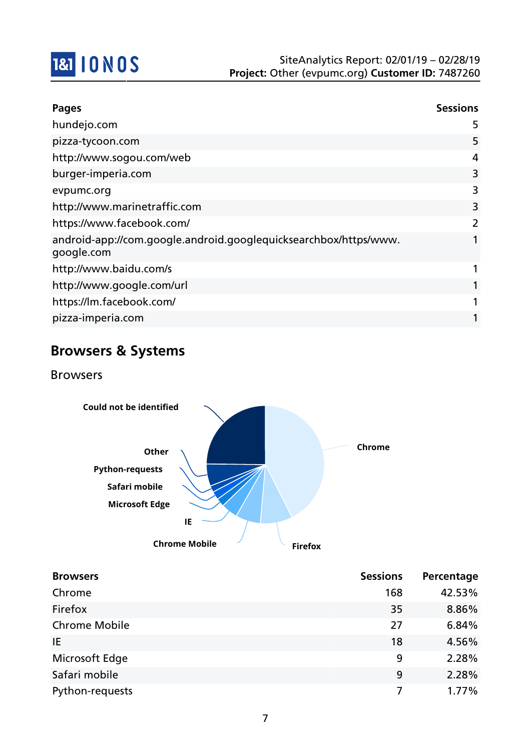| Pages | Sessions |
|---|---|
| hundejo.com | 5 |
| pizza-tycoon.com | 5 |
| http://www.sogou.com/web | 4 |
| burger-imperia.com | 3 |
| evpumc.org | 3 |
| http://www.marinetraffic.com | 3 |
| https://www.facebook.com/ | 2 |
| android-app://com.google.android.googlequicksearchbox/https/www.google.com | 1 |
| http://www.baidu.com/s | 1 |
| http://www.google.com/url | 1 |
| https://lm.facebook.com/ | 1 |
| pizza-imperia.com | 1 |

## Browsers & Systems

### Browsers

| Browsers | Sessions | Percentage |
|---|---|---|
| Chrome | 168 | 42.53% |
| Firefox | 35 | 8.86% |
| Chrome Mobile | 27 | 6.84% |
| IE | 18 | 4.56% |
| Microsoft Edge | 9 | 2.28% |
| Safari mobile | 9 | 2.28% |
| Python-requests | 7 | 1.77% |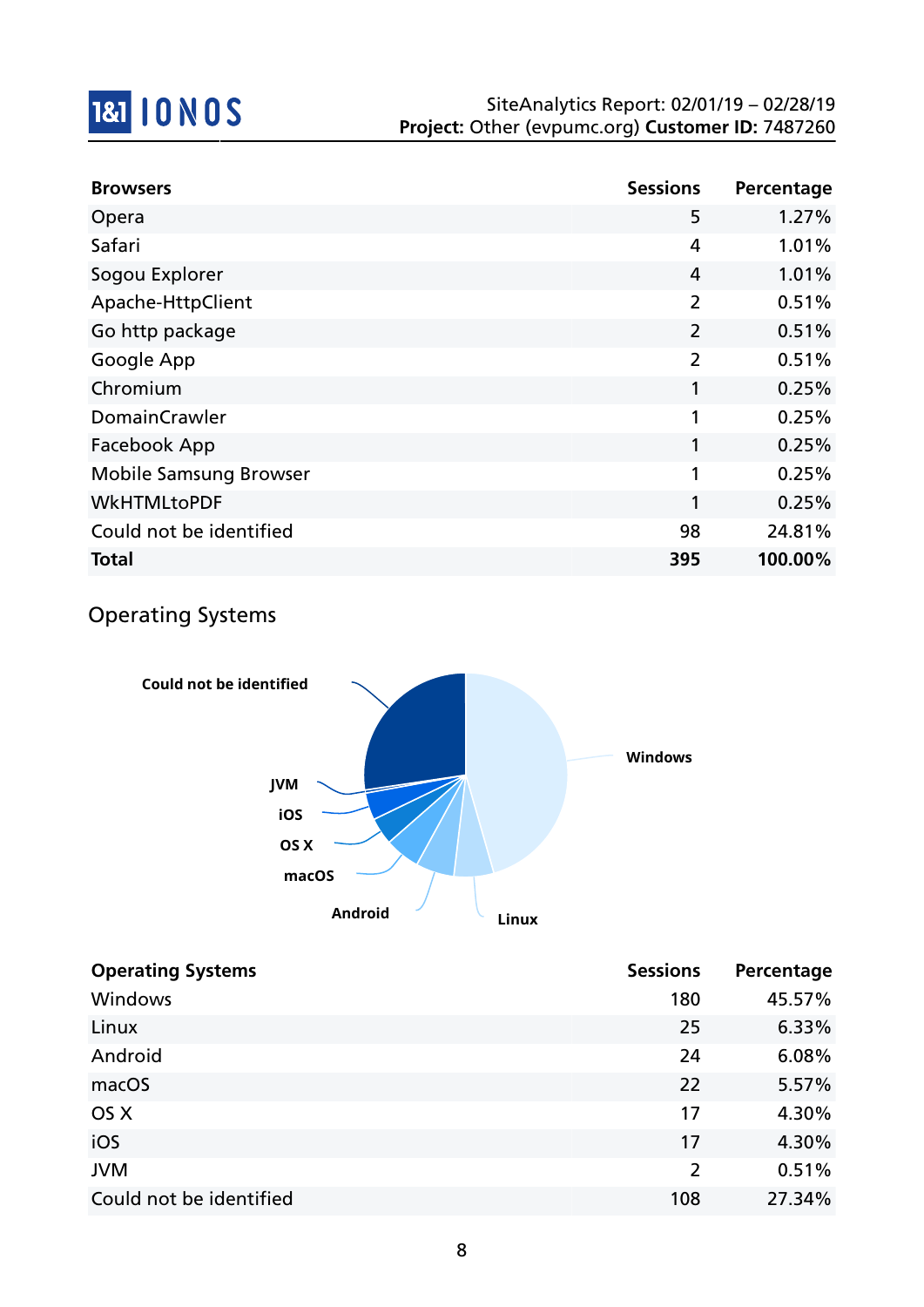| Browsers | Sessions | Percentage |
|---|---|---|
| Opera | 5 | 1.27% |
| Safari | 4 | 1.01% |
| Sogou Explorer | 4 | 1.01% |
| Apache-HttpClient | 2 | 0.51% |
| Go http package | 2 | 0.51% |
| Google App | 2 | 0.51% |
| Chromium | 1 | 0.25% |
| DomainCrawler | 1 | 0.25% |
| Facebook App | 1 | 0.25% |
| Mobile Samsung Browser | 1 | 0.25% |
| WkHTMLtoPDF | 1 | 0.25% |
| Could not be identified | 98 | 24.81% |
| **Total** | **395** | **100.00%** |

## Operating Systems

| Operating Systems | Sessions | Percentage |
|---|---|---|
| Windows | 180 | 45.57% |
| Linux | 25 | 6.33% |
| Android | 24 | 6.08% |
| macOS | 22 | 5.57% |
| OS X | 17 | 4.30% |
| iOS | 17 | 4.30% |
| JVM | 2 | 0.51% |
| Could not be identified | 108 | 27.34% |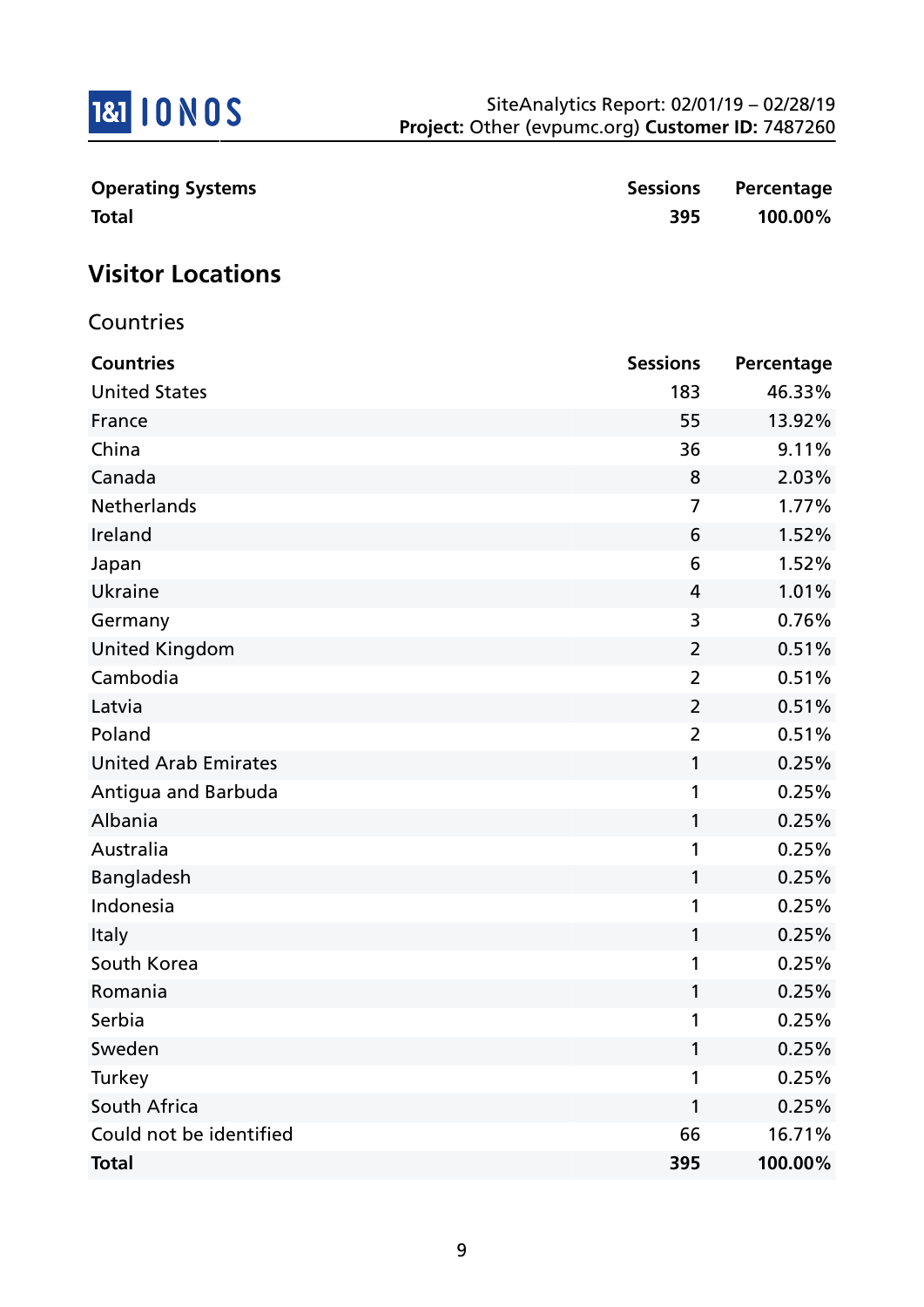| Operating Systems | Sessions | Percentage |
|---|---|---|
| **Total** | **395** | **100.00%** |

## Visitor Locations

### Countries

| Countries | Sessions | Percentage |
|---|---|---|
| United States | 183 | 46.33% |
| France | 55 | 13.92% |
| China | 36 | 9.11% |
| Canada | 8 | 2.03% |
| Netherlands | 7 | 1.77% |
| Ireland | 6 | 1.52% |
| Japan | 6 | 1.52% |
| Ukraine | 4 | 1.01% |
| Germany | 3 | 0.76% |
| United Kingdom | 2 | 0.51% |
| Cambodia | 2 | 0.51% |
| Latvia | 2 | 0.51% |
| Poland | 2 | 0.51% |
| United Arab Emirates | 1 | 0.25% |
| Antigua and Barbuda | 1 | 0.25% |
| Albania | 1 | 0.25% |
| Australia | 1 | 0.25% |
| Bangladesh | 1 | 0.25% |
| Indonesia | 1 | 0.25% |
| Italy | 1 | 0.25% |
| South Korea | 1 | 0.25% |
| Romania | 1 | 0.25% |
| Serbia | 1 | 0.25% |
| Sweden | 1 | 0.25% |
| Turkey | 1 | 0.25% |
| South Africa | 1 | 0.25% |
| Could not be identified | 66 | 16.71% |
| **Total** | **395** | **100.00%** |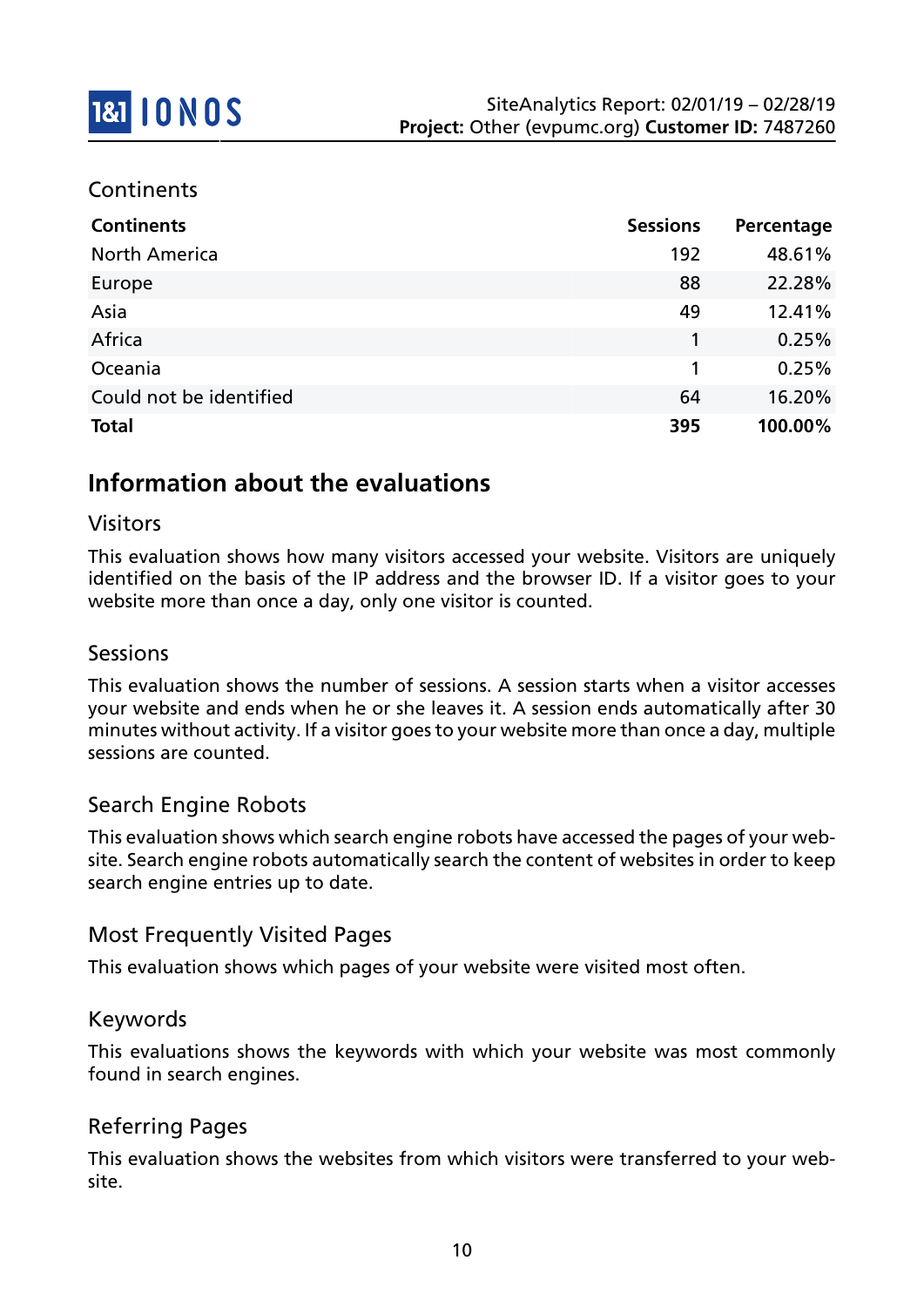## Continents

| Continents | Sessions | Percentage |
|---|---|---|
| North America | 192 | 48.61% |
| Europe | 88 | 22.28% |
| Asia | 49 | 12.41% |
| Africa | 1 | 0.25% |
| Oceania | 1 | 0.25% |
| Could not be identified | 64 | 16.20% |
| **Total** | **395** | **100.00%** |

# Information about the evaluations

## Visitors

This evaluation shows how many visitors accessed your website. Visitors are uniquely identified on the basis of the IP address and the browser ID. If a visitor goes to your website more than once a day, only one visitor is counted.

## Sessions

This evaluation shows the number of sessions. A session starts when a visitor accesses your website and ends when he or she leaves it. A session ends automatically after 30 minutes without activity. If a visitor goes to your website more than once a day, multiple sessions are counted.

## Search Engine Robots

This evaluation shows which search engine robots have accessed the pages of your website. Search engine robots automatically search the content of websites in order to keep search engine entries up to date.

## Most Frequently Visited Pages

This evaluation shows which pages of your website were visited most often.

## Keywords

This evaluations shows the keywords with which your website was most commonly found in search engines.

## Referring Pages

This evaluation shows the websites from which visitors were transferred to your website.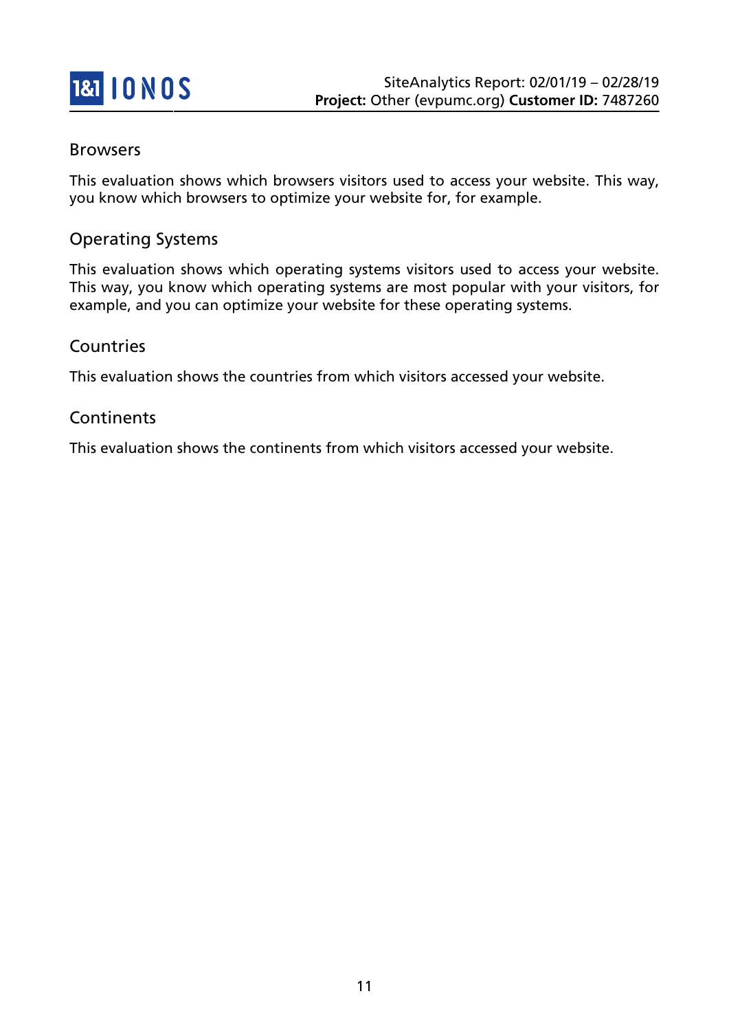## Browsers

This evaluation shows which browsers visitors used to access your website. This way, you know which browsers to optimize your website for, for example.

## Operating Systems

This evaluation shows which operating systems visitors used to access your website. This way, you know which operating systems are most popular with your visitors, for example, and you can optimize your website for these operating systems.

## Countries

This evaluation shows the countries from which visitors accessed your website.

## Continents

This evaluation shows the continents from which visitors accessed your website.